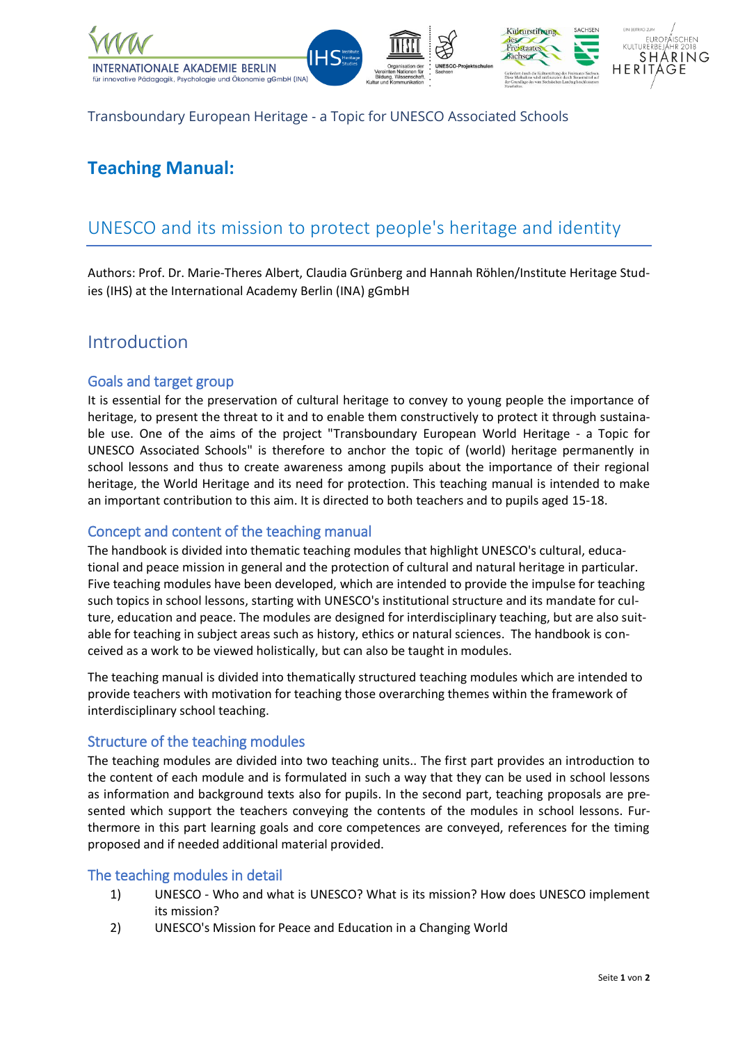Transboundary European Heritage - a Topic for UNESCO Associated Schools

# Teaching Manual:

## UNESCO and its mission to protect people's heritage and identity

Authors: Prof. Dr. Marie-Theres Albert, Claudia Grünberg and Hannah Röhlen/Institute Heritage Studies (IHS) at the International Academy Berlin (INA) gGmbH

## Introduction

### Goals and target group

It is essential for the preservation of cultural heritage to convey to young people the importance of heritage, to present the threat to it and to enable them constructively to protect it through sustainable use. One of the aims of the project "Transboundary European World Heritage - a Topic for UNESCO Associated Schools" is therefore to anchor the topic of (world) heritage permanently in school lessons and thus to create awareness among pupils about the importance of their regional heritage, the World Heritage and its need for protection. This teaching manual is intended to make an important contribution to this aim. It is directed to both teachers and to pupils aged 15-18.

### Concept and content of the teaching manual

The handbook is divided into thematic teaching modules that highlight UNESCO's cultural, educational and peace mission in general and the protection of cultural and natural heritage in particular. Five teaching modules have been developed, which are intended to provide the impulse for teaching such topics in school lessons, starting with UNESCO's institutional structure and its mandate for culture, education and peace. The modules are designed for interdisciplinary teaching, but are also suitable for teaching in subject areas such as history, ethics or natural sciences. The handbook is conceived as a work to be viewed holistically, but can also be taught in modules.

The teaching manual is divided into thematically structured teaching modules which are intended to provide teachers with motivation for teaching those overarching themes within the framework of interdisciplinary school teaching.

### Structure of the teaching modules

The teaching modules are divided into two teaching units.. The first part provides an introduction to the content of each module and is formulated in such a way that they can be used in school lessons as information and background texts also for pupils. In the second part, teaching proposals are presented which support the teachers conveying the contents of the modules in school lessons. Furthermore in this part learning goals and core competences are conveyed, references for the timing proposed and if needed additional material provided.

### The teaching modules in detail

1) UNESCO - Who and what is UNESCO? What is its mission? How does UNESCO implement its mission?
2) UNESCO's Mission for Peace and Education in a Changing World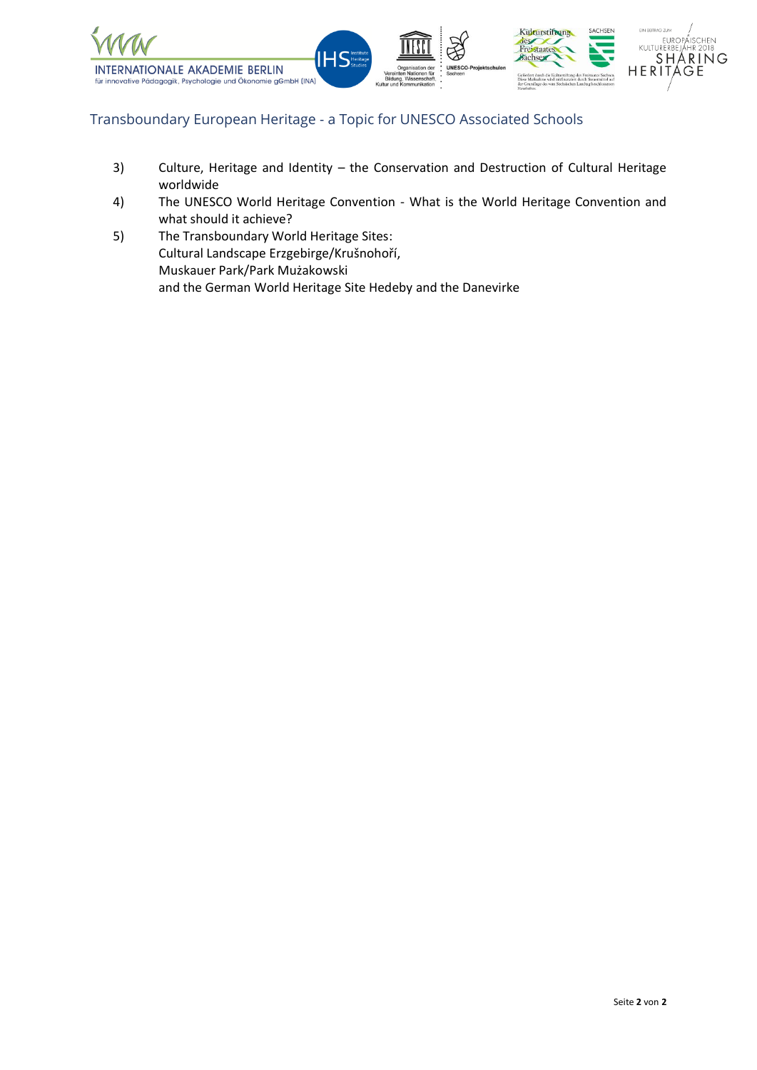3) Culture, Heritage and Identity – the Conservation and Destruction of Cultural Heritage worldwide
4) The UNESCO World Heritage Convention - What is the World Heritage Convention and what should it achieve?
5) The Transboundary World Heritage Sites:
   Cultural Landscape Erzgebirge/Krušnohoří,
   Muskauer Park/Park Mużakowski
   and the German World Heritage Site Hedeby and the Danevirke